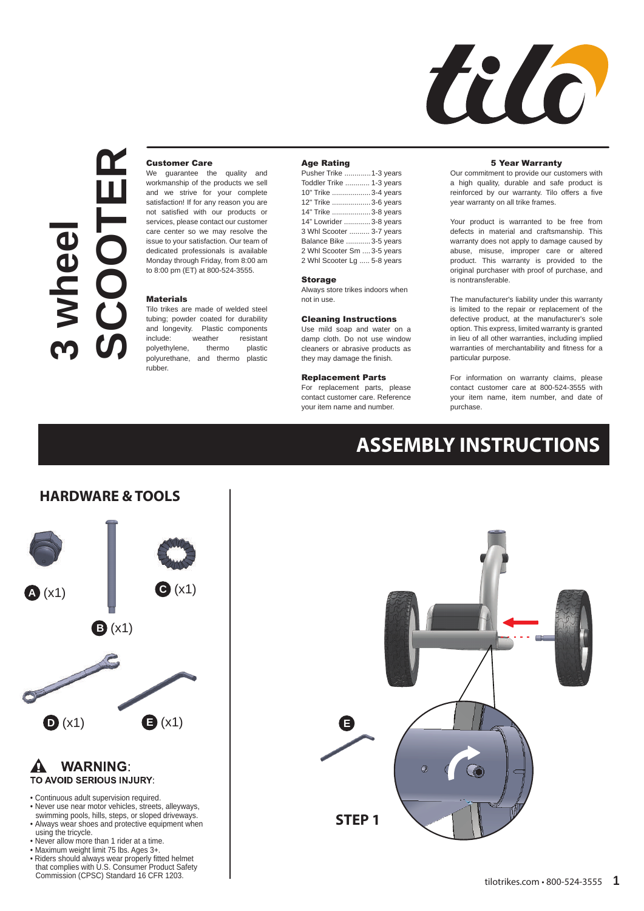# 3 wheel SCOOTER

### Customer Care

We guarantee the quality and workmanship of the products we sell and we strive for your complete satisfaction! If for any reason you are not satisfied with our products or services, please contact our customer care center so we may resolve the issue to your satisfaction. Our team of dedicated professionals is available Monday through Friday, from 8:00 am to 8:00 pm (ET) at 800-524-3555.

### Materials

Tilo trikes are made of welded steel tubing; powder coated for durability and longevity. Plastic components include: weather resistant polyethylene, thermo plastic polyurethane, and thermo plastic rubber.

### Age Rating

| | |
|---|---|
| Pusher Trike | 1-3 years |
| Toddler Trike | 1-3 years |
| 10" Trike | 3-4 years |
| 12" Trike | 3-6 years |
| 14" Trike | 3-8 years |
| 14" Lowrider | 3-8 years |
| 3 Whl Scooter | 3-7 years |
| Balance Bike | 3-5 years |
| 2 Whl Scooter Sm | 3-5 years |
| 2 Whl Scooter Lg | 5-8 years |

### Storage

Always store trikes indoors when not in use.

### Cleaning Instructions

Use mild soap and water on a damp cloth. Do not use window cleaners or abrasive products as they may damage the finish.

### Replacement Parts

For replacement parts, please contact customer care. Reference your item name and number.

### 5 Year Warranty

Our commitment to provide our customers with a high quality, durable and safe product is reinforced by our warranty. Tilo offers a five year warranty on all trike frames.

Your product is warranted to be free from defects in material and craftsmanship. This warranty does not apply to damage caused by abuse, misuse, improper care or altered product. This warranty is provided to the original purchaser with proof of purchase, and is nontransferable.

The manufacturer's liability under this warranty is limited to the repair or replacement of the defective product, at the manufacturer's sole option. This express, limited warranty is granted in lieu of all other warranties, including implied warranties of merchantability and fitness for a particular purpose.

For information on warranty claims, please contact customer care at 800-524-3555 with your item name, item number, and date of purchase.

# ASSEMBLY INSTRUCTIONS

## HARDWARE & TOOLS

A (x1)

B (x1)

C (x1)

D (x1)

E (x1)

### ⚠ WARNING:

**TO AVOID SERIOUS INJURY:**

- Continuous adult supervision required.
- Never use near motor vehicles, streets, alleyways, swimming pools, hills, steps, or sloped driveways.
- Always wear shoes and protective equipment when using the tricycle.
- Never allow more than 1 rider at a time.
- Maximum weight limit 75 lbs. Ages 3+.
- Riders should always wear properly fitted helmet that complies with U.S. Consumer Product Safety Commission (CPSC) Standard 16 CFR 1203.

E

**STEP 1**

tilotrikes.com • 800-524-3555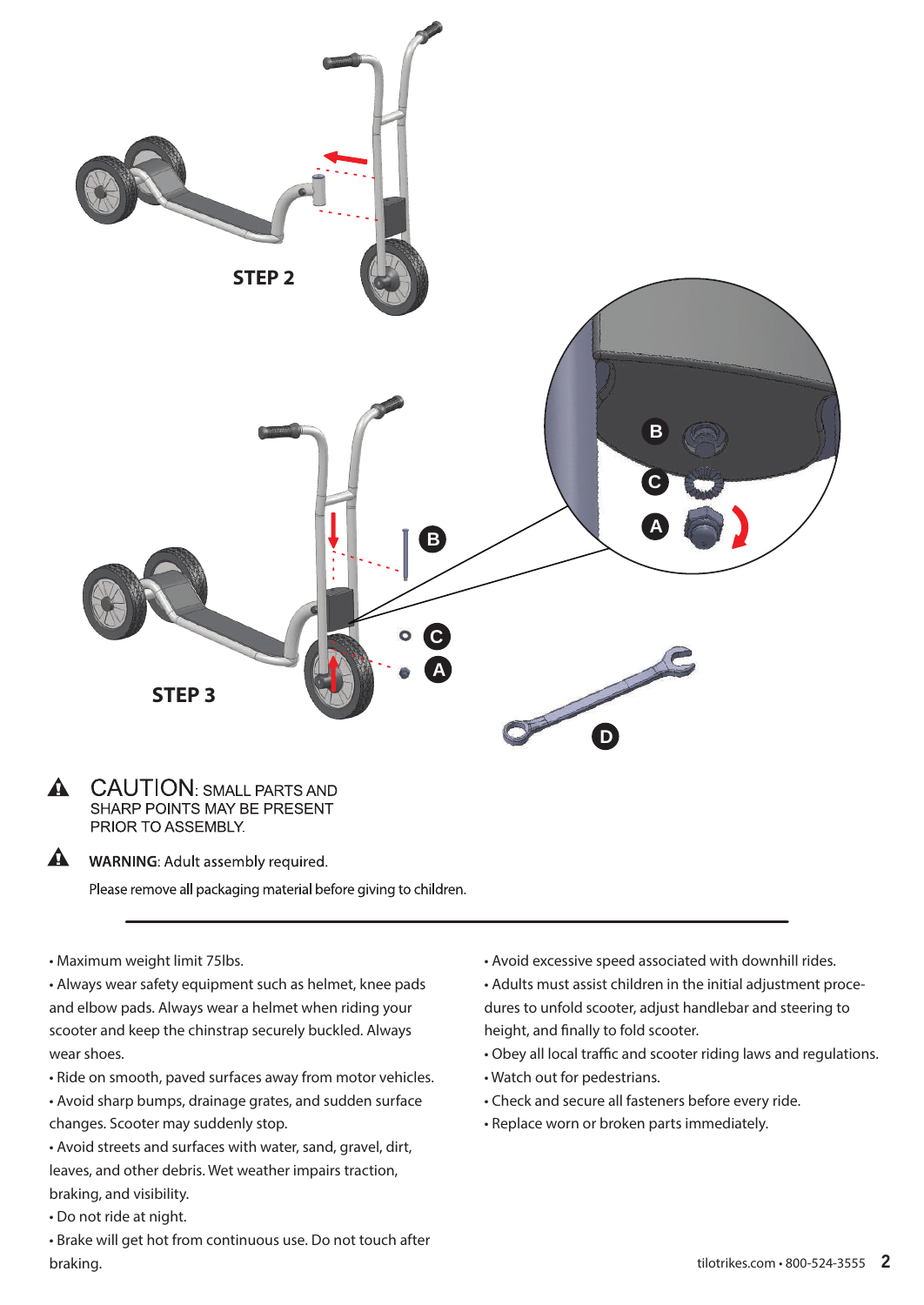**STEP 2**

**STEP 3**

B

C

A

D

⚠ CAUTION: SMALL PARTS AND SHARP POINTS MAY BE PRESENT PRIOR TO ASSEMBLY.

⚠ **WARNING**: Adult assembly required.

Please remove all packaging material before giving to children.

---

- Maximum weight limit 75lbs.
- Always wear safety equipment such as helmet, knee pads and elbow pads. Always wear a helmet when riding your scooter and keep the chinstrap securely buckled. Always wear shoes.
- Ride on smooth, paved surfaces away from motor vehicles.
- Avoid sharp bumps, drainage grates, and sudden surface changes. Scooter may suddenly stop.
- Avoid streets and surfaces with water, sand, gravel, dirt, leaves, and other debris. Wet weather impairs traction, braking, and visibility.
- Do not ride at night.
- Brake will get hot from continuous use. Do not touch after braking.
- Avoid excessive speed associated with downhill rides.
- Adults must assist children in the initial adjustment procedures to unfold scooter, adjust handlebar and steering to height, and finally to fold scooter.
- Obey all local traffic and scooter riding laws and regulations.
- Watch out for pedestrians.
- Check and secure all fasteners before every ride.
- Replace worn or broken parts immediately.

tilotrikes.com • 800-524-3555